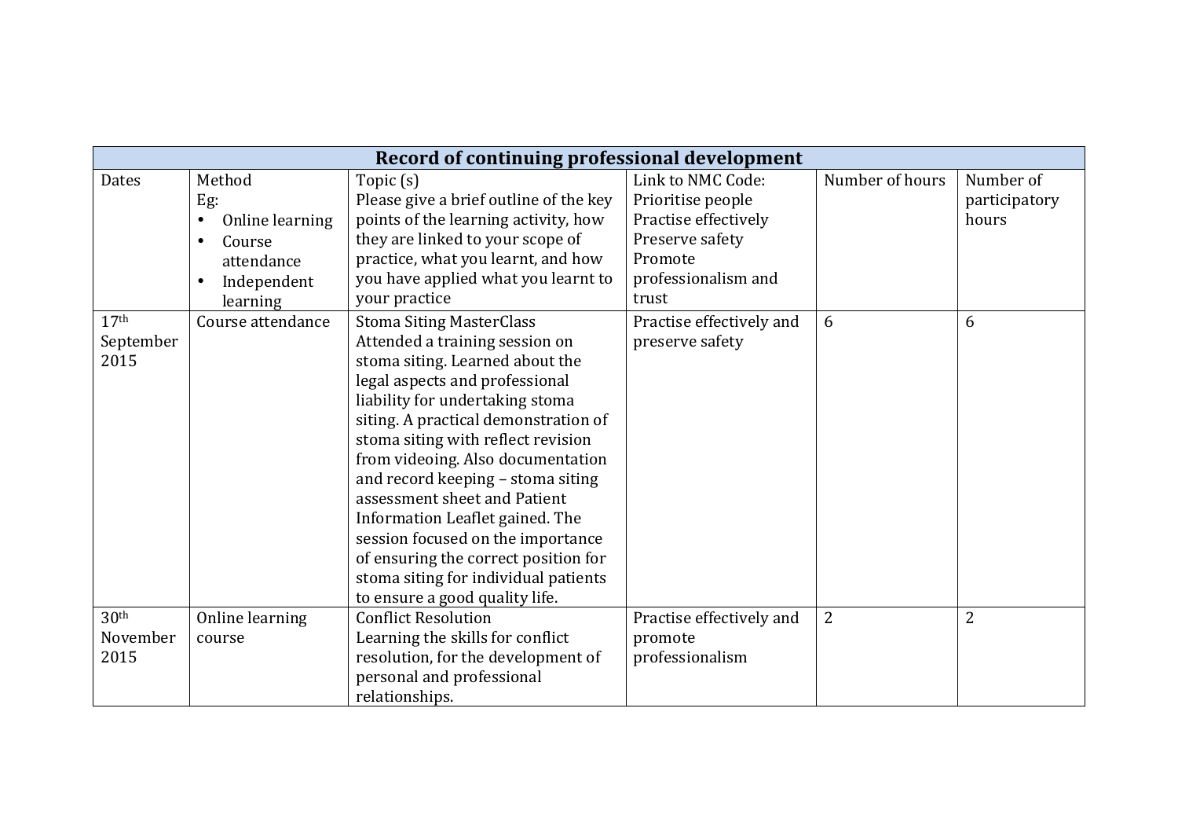| Record of continuing professional development | | | | | |
|---|---|---|---|---|---|
| Dates | Method<br>Eg:<br>• Online learning<br>• Course attendance<br>• Independent learning | Topic (s)<br>Please give a brief outline of the key points of the learning activity, how they are linked to your scope of practice, what you learnt, and how you have applied what you learnt to your practice | Link to NMC Code:<br>Prioritise people<br>Practise effectively<br>Preserve safety<br>Promote professionalism and trust | Number of hours | Number of participatory hours |
| 17th September 2015 | Course attendance | Stoma Siting MasterClass<br>Attended a training session on stoma siting. Learned about the legal aspects and professional liability for undertaking stoma siting. A practical demonstration of stoma siting with reflect revision from videoing. Also documentation and record keeping – stoma siting assessment sheet and Patient Information Leaflet gained. The session focused on the importance of ensuring the correct position for stoma siting for individual patients to ensure a good quality life. | Practise effectively and preserve safety | 6 | 6 |
| 30th November 2015 | Online learning course | Conflict Resolution<br>Learning the skills for conflict resolution, for the development of personal and professional relationships. | Practise effectively and promote professionalism | 2 | 2 |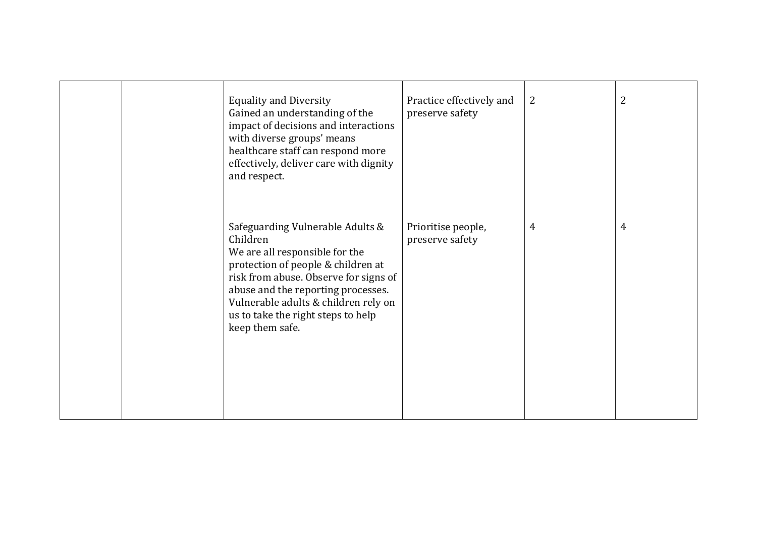| | | | | | |
|---|---|---|---|---|---|
| | | Equality and Diversity<br>Gained an understanding of the impact of decisions and interactions with diverse groups' means healthcare staff can respond more effectively, deliver care with dignity and respect. | Practice effectively and preserve safety | 2 | 2 |
| | | Safeguarding Vulnerable Adults & Children<br>We are all responsible for the protection of people & children at risk from abuse. Observe for signs of abuse and the reporting processes. Vulnerable adults & children rely on us to take the right steps to help keep them safe. | Prioritise people, preserve safety | 4 | 4 |